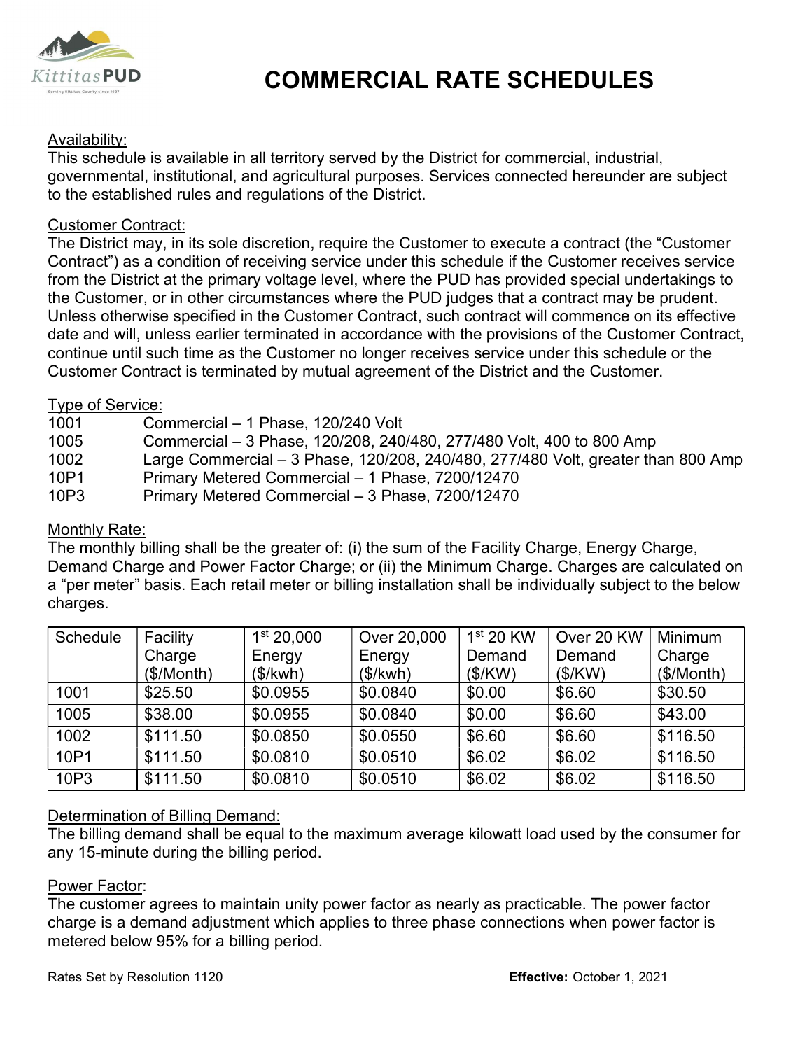# COMMERCIAL RATE SCHEDULES

Availability:

This schedule is available in all territory served by the District for commercial, industrial, governmental, institutional, and agricultural purposes. Services connected hereunder are subject to the established rules and regulations of the District.

Customer Contract:

The District may, in its sole discretion, require the Customer to execute a contract (the "Customer Contract") as a condition of receiving service under this schedule if the Customer receives service from the District at the primary voltage level, where the PUD has provided special undertakings to the Customer, or in other circumstances where the PUD judges that a contract may be prudent. Unless otherwise specified in the Customer Contract, such contract will commence on its effective date and will, unless earlier terminated in accordance with the provisions of the Customer Contract, continue until such time as the Customer no longer receives service under this schedule or the Customer Contract is terminated by mutual agreement of the District and the Customer.

Type of Service:

| | |
|---|---|
| 1001 | Commercial – 1 Phase, 120/240 Volt |
| 1005 | Commercial – 3 Phase, 120/208, 240/480, 277/480 Volt, 400 to 800 Amp |
| 1002 | Large Commercial – 3 Phase, 120/208, 240/480, 277/480 Volt, greater than 800 Amp |
| 10P1 | Primary Metered Commercial – 1 Phase, 7200/12470 |
| 10P3 | Primary Metered Commercial – 3 Phase, 7200/12470 |

Monthly Rate:

The monthly billing shall be the greater of: (i) the sum of the Facility Charge, Energy Charge, Demand Charge and Power Factor Charge; or (ii) the Minimum Charge. Charges are calculated on a "per meter" basis. Each retail meter or billing installation shall be individually subject to the below charges.

| Schedule | Facility Charge ($/Month) | 1st 20,000 Energy ($/kwh) | Over 20,000 Energy ($/kwh) | 1st 20 KW Demand ($/KW) | Over 20 KW Demand ($/KW) | Minimum Charge ($/Month) |
|---|---|---|---|---|---|---|
| 1001 | $25.50 | $0.0955 | $0.0840 | $0.00 | $6.60 | $30.50 |
| 1005 | $38.00 | $0.0955 | $0.0840 | $0.00 | $6.60 | $43.00 |
| 1002 | $111.50 | $0.0850 | $0.0550 | $6.60 | $6.60 | $116.50 |
| 10P1 | $111.50 | $0.0810 | $0.0510 | $6.02 | $6.02 | $116.50 |
| 10P3 | $111.50 | $0.0810 | $0.0510 | $6.02 | $6.02 | $116.50 |

Determination of Billing Demand:

The billing demand shall be equal to the maximum average kilowatt load used by the consumer for any 15-minute during the billing period.

Power Factor:

The customer agrees to maintain unity power factor as nearly as practicable. The power factor charge is a demand adjustment which applies to three phase connections when power factor is metered below 95% for a billing period.

Rates Set by Resolution 1120 **Effective:** October 1, 2021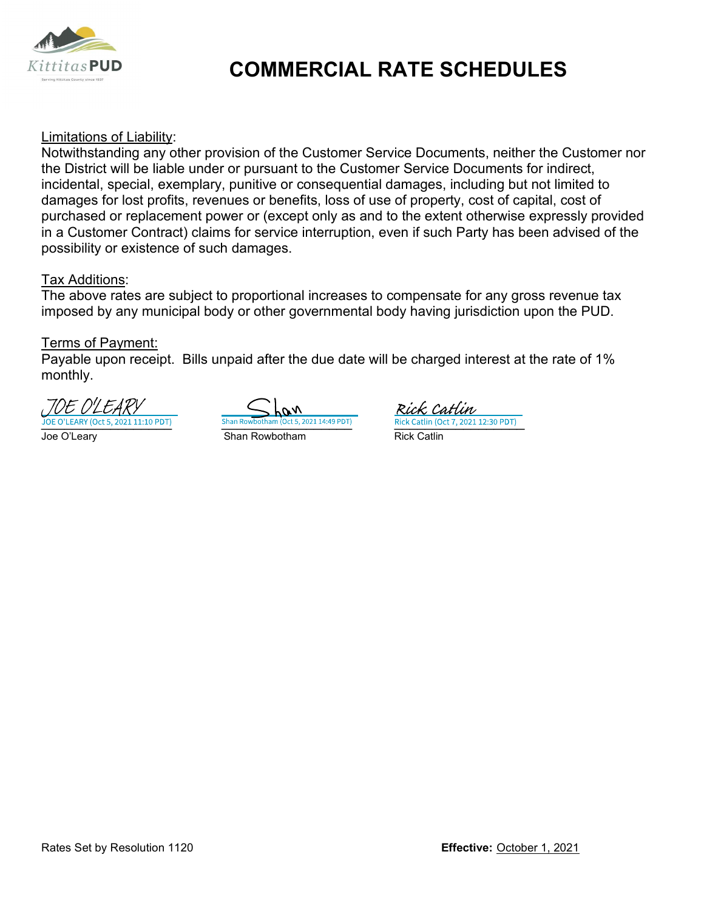# COMMERCIAL RATE SCHEDULES

Limitations of Liability:
Notwithstanding any other provision of the Customer Service Documents, neither the Customer nor the District will be liable under or pursuant to the Customer Service Documents for indirect, incidental, special, exemplary, punitive or consequential damages, including but not limited to damages for lost profits, revenues or benefits, loss of use of property, cost of capital, cost of purchased or replacement power or (except only as and to the extent otherwise expressly provided in a Customer Contract) claims for service interruption, even if such Party has been advised of the possibility or existence of such damages.

Tax Additions:
The above rates are subject to proportional increases to compensate for any gross revenue tax imposed by any municipal body or other governmental body having jurisdiction upon the PUD.

Terms of Payment:
Payable upon receipt. Bills unpaid after the due date will be charged interest at the rate of 1% monthly.

| | | |
|---|---|---|
| JOE O'LEARY (Oct 5, 2021 11:10 PDT) | Shan Rowbotham (Oct 5, 2021 14:49 PDT) | Rick Catlin (Oct 7, 2021 12:30 PDT) |
| Joe O'Leary | Shan Rowbotham | Rick Catlin |

Rates Set by Resolution 1120

**Effective:** October 1, 2021